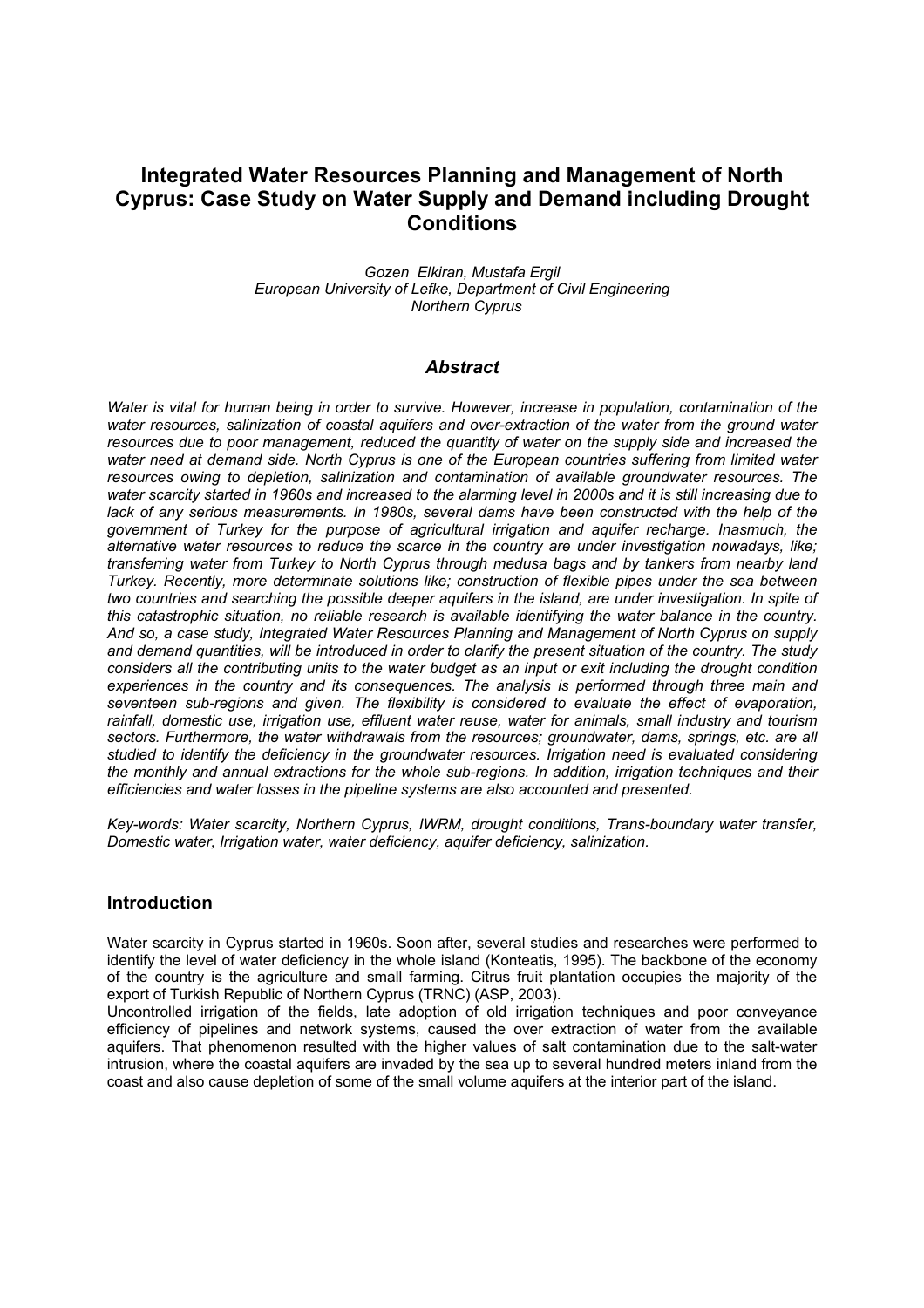# Integrated Water Resources Planning and Management of North Cyprus: Case Study on Water Supply and Demand including Drought Conditions

*Gozen Elkiran, Mustafa Ergil*
*European University of Lefke, Department of Civil Engineering*
*Northern Cyprus*

## *Abstract*

*Water is vital for human being in order to survive. However, increase in population, contamination of the water resources, salinization of coastal aquifers and over-extraction of the water from the ground water resources due to poor management, reduced the quantity of water on the supply side and increased the water need at demand side. North Cyprus is one of the European countries suffering from limited water resources owing to depletion, salinization and contamination of available groundwater resources. The water scarcity started in 1960s and increased to the alarming level in 2000s and it is still increasing due to lack of any serious measurements. In 1980s, several dams have been constructed with the help of the government of Turkey for the purpose of agricultural irrigation and aquifer recharge. Inasmuch, the alternative water resources to reduce the scarce in the country are under investigation nowadays, like; transferring water from Turkey to North Cyprus through medusa bags and by tankers from nearby land Turkey. Recently, more determinate solutions like; construction of flexible pipes under the sea between two countries and searching the possible deeper aquifers in the island, are under investigation. In spite of this catastrophic situation, no reliable research is available identifying the water balance in the country. And so, a case study, Integrated Water Resources Planning and Management of North Cyprus on supply and demand quantities, will be introduced in order to clarify the present situation of the country. The study considers all the contributing units to the water budget as an input or exit including the drought condition experiences in the country and its consequences. The analysis is performed through three main and seventeen sub-regions and given. The flexibility is considered to evaluate the effect of evaporation, rainfall, domestic use, irrigation use, effluent water reuse, water for animals, small industry and tourism sectors. Furthermore, the water withdrawals from the resources; groundwater, dams, springs, etc. are all studied to identify the deficiency in the groundwater resources. Irrigation need is evaluated considering the monthly and annual extractions for the whole sub-regions. In addition, irrigation techniques and their efficiencies and water losses in the pipeline systems are also accounted and presented.*

*Key-words: Water scarcity, Northern Cyprus, IWRM, drought conditions, Trans-boundary water transfer, Domestic water, Irrigation water, water deficiency, aquifer deficiency, salinization.*

## Introduction

Water scarcity in Cyprus started in 1960s. Soon after, several studies and researches were performed to identify the level of water deficiency in the whole island (Konteatis, 1995). The backbone of the economy of the country is the agriculture and small farming. Citrus fruit plantation occupies the majority of the export of Turkish Republic of Northern Cyprus (TRNC) (ASP, 2003).

Uncontrolled irrigation of the fields, late adoption of old irrigation techniques and poor conveyance efficiency of pipelines and network systems, caused the over extraction of water from the available aquifers. That phenomenon resulted with the higher values of salt contamination due to the salt-water intrusion, where the coastal aquifers are invaded by the sea up to several hundred meters inland from the coast and also cause depletion of some of the small volume aquifers at the interior part of the island.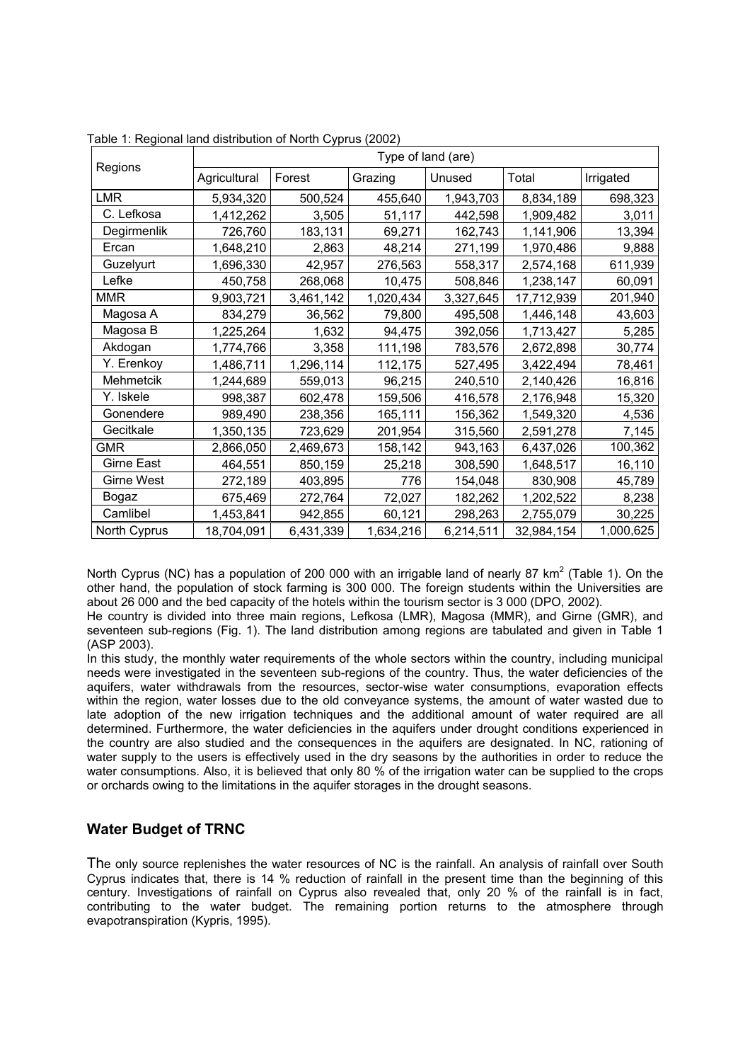Table 1: Regional land distribution of North Cyprus (2002)

| Regions | Type of land (are) | | | | | |
|---|---|---|---|---|---|---|
| | Agricultural | Forest | Grazing | Unused | Total | Irrigated |
| LMR | 5,934,320 | 500,524 | 455,640 | 1,943,703 | 8,834,189 | 698,323 |
| C. Lefkosa | 1,412,262 | 3,505 | 51,117 | 442,598 | 1,909,482 | 3,011 |
| Degirmenlik | 726,760 | 183,131 | 69,271 | 162,743 | 1,141,906 | 13,394 |
| Ercan | 1,648,210 | 2,863 | 48,214 | 271,199 | 1,970,486 | 9,888 |
| Guzelyurt | 1,696,330 | 42,957 | 276,563 | 558,317 | 2,574,168 | 611,939 |
| Lefke | 450,758 | 268,068 | 10,475 | 508,846 | 1,238,147 | 60,091 |
| MMR | 9,903,721 | 3,461,142 | 1,020,434 | 3,327,645 | 17,712,939 | 201,940 |
| Magosa A | 834,279 | 36,562 | 79,800 | 495,508 | 1,446,148 | 43,603 |
| Magosa B | 1,225,264 | 1,632 | 94,475 | 392,056 | 1,713,427 | 5,285 |
| Akdogan | 1,774,766 | 3,358 | 111,198 | 783,576 | 2,672,898 | 30,774 |
| Y. Erenkoy | 1,486,711 | 1,296,114 | 112,175 | 527,495 | 3,422,494 | 78,461 |
| Mehmetcik | 1,244,689 | 559,013 | 96,215 | 240,510 | 2,140,426 | 16,816 |
| Y. Iskele | 998,387 | 602,478 | 159,506 | 416,578 | 2,176,948 | 15,320 |
| Gonendere | 989,490 | 238,356 | 165,111 | 156,362 | 1,549,320 | 4,536 |
| Gecitkale | 1,350,135 | 723,629 | 201,954 | 315,560 | 2,591,278 | 7,145 |
| GMR | 2,866,050 | 2,469,673 | 158,142 | 943,163 | 6,437,026 | 100,362 |
| Girne East | 464,551 | 850,159 | 25,218 | 308,590 | 1,648,517 | 16,110 |
| Girne West | 272,189 | 403,895 | 776 | 154,048 | 830,908 | 45,789 |
| Bogaz | 675,469 | 272,764 | 72,027 | 182,262 | 1,202,522 | 8,238 |
| Camlibel | 1,453,841 | 942,855 | 60,121 | 298,263 | 2,755,079 | 30,225 |
| North Cyprus | 18,704,091 | 6,431,339 | 1,634,216 | 6,214,511 | 32,984,154 | 1,000,625 |

North Cyprus (NC) has a population of 200 000 with an irrigable land of nearly 87 km$^2$ (Table 1). On the other hand, the population of stock farming is 300 000. The foreign students within the Universities are about 26 000 and the bed capacity of the hotels within the tourism sector is 3 000 (DPO, 2002).

He country is divided into three main regions, Lefkosa (LMR), Magosa (MMR), and Girne (GMR), and seventeen sub-regions (Fig. 1). The land distribution among regions are tabulated and given in Table 1 (ASP 2003).

In this study, the monthly water requirements of the whole sectors within the country, including municipal needs were investigated in the seventeen sub-regions of the country. Thus, the water deficiencies of the aquifers, water withdrawals from the resources, sector-wise water consumptions, evaporation effects within the region, water losses due to the old conveyance systems, the amount of water wasted due to late adoption of the new irrigation techniques and the additional amount of water required are all determined. Furthermore, the water deficiencies in the aquifers under drought conditions experienced in the country are also studied and the consequences in the aquifers are designated. In NC, rationing of water supply to the users is effectively used in the dry seasons by the authorities in order to reduce the water consumptions. Also, it is believed that only 80 % of the irrigation water can be supplied to the crops or orchards owing to the limitations in the aquifer storages in the drought seasons.

## Water Budget of TRNC

The only source replenishes the water resources of NC is the rainfall. An analysis of rainfall over South Cyprus indicates that, there is 14 % reduction of rainfall in the present time than the beginning of this century. Investigations of rainfall on Cyprus also revealed that, only 20 % of the rainfall is in fact, contributing to the water budget. The remaining portion returns to the atmosphere through evapotranspiration (Kypris, 1995).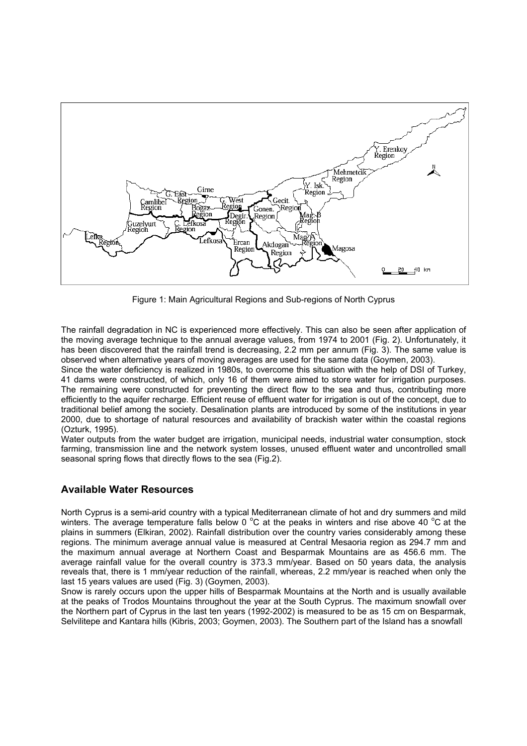Figure 1: Main Agricultural Regions and Sub-regions of North Cyprus

The rainfall degradation in NC is experienced more effectively. This can also be seen after application of the moving average technique to the annual average values, from 1974 to 2001 (Fig. 2). Unfortunately, it has been discovered that the rainfall trend is decreasing, 2.2 mm per annum (Fig. 3). The same value is observed when alternative years of moving averages are used for the same data (Goymen, 2003).

Since the water deficiency is realized in 1980s, to overcome this situation with the help of DSI of Turkey, 41 dams were constructed, of which, only 16 of them were aimed to store water for irrigation purposes. The remaining were constructed for preventing the direct flow to the sea and thus, contributing more efficiently to the aquifer recharge. Efficient reuse of effluent water for irrigation is out of the concept, due to traditional belief among the society. Desalination plants are introduced by some of the institutions in year 2000, due to shortage of natural resources and availability of brackish water within the coastal regions (Ozturk, 1995).

Water outputs from the water budget are irrigation, municipal needs, industrial water consumption, stock farming, transmission line and the network system losses, unused effluent water and uncontrolled small seasonal spring flows that directly flows to the sea (Fig.2).

## Available Water Resources

North Cyprus is a semi-arid country with a typical Mediterranean climate of hot and dry summers and mild winters. The average temperature falls below 0 $^{o}$C at the peaks in winters and rise above 40 $^{o}$C at the plains in summers (Elkiran, 2002). Rainfall distribution over the country varies considerably among these regions. The minimum average annual value is measured at Central Mesaoria region as 294.7 mm and the maximum annual average at Northern Coast and Besparmak Mountains are as 456.6 mm. The average rainfall value for the overall country is 373.3 mm/year. Based on 50 years data, the analysis reveals that, there is 1 mm/year reduction of the rainfall, whereas, 2.2 mm/year is reached when only the last 15 years values are used (Fig. 3) (Goymen, 2003).

Snow is rarely occurs upon the upper hills of Besparmak Mountains at the North and is usually available at the peaks of Trodos Mountains throughout the year at the South Cyprus. The maximum snowfall over the Northern part of Cyprus in the last ten years (1992-2002) is measured to be as 15 cm on Besparmak, Selvilitepe and Kantara hills (Kibris, 2003; Goymen, 2003). The Southern part of the Island has a snowfall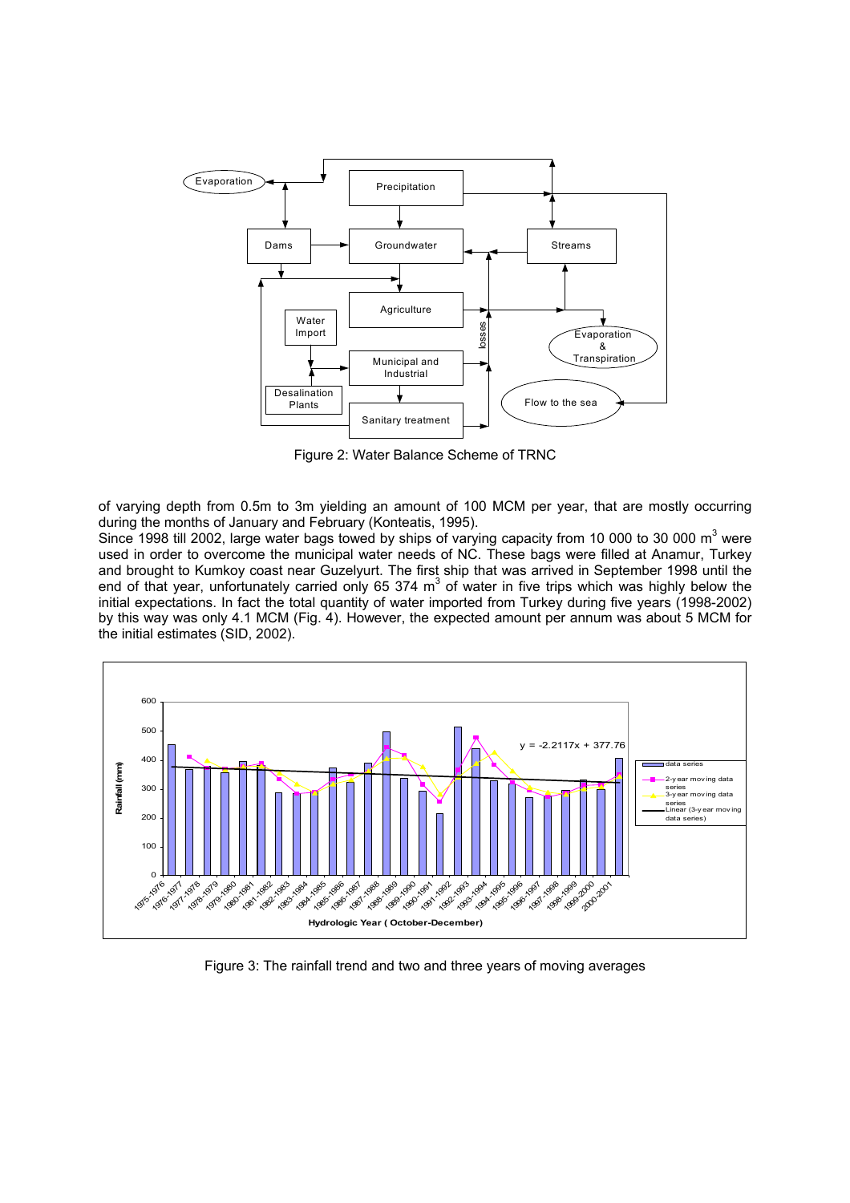Figure 2: Water Balance Scheme of TRNC

of varying depth from 0.5m to 3m yielding an amount of 100 MCM per year, that are mostly occurring during the months of January and February (Konteatis, 1995).

Since 1998 till 2002, large water bags towed by ships of varying capacity from 10 000 to 30 000 $m^3$ were used in order to overcome the municipal water needs of NC. These bags were filled at Anamur, Turkey and brought to Kumkoy coast near Guzelyurt. The first ship that was arrived in September 1998 until the end of that year, unfortunately carried only 65 374 $m^3$ of water in five trips which was highly below the initial expectations. In fact the total quantity of water imported from Turkey during five years (1998-2002) by this way was only 4.1 MCM (Fig. 4). However, the expected amount per annum was about 5 MCM for the initial estimates (SID, 2002).

Figure 3: The rainfall trend and two and three years of moving averages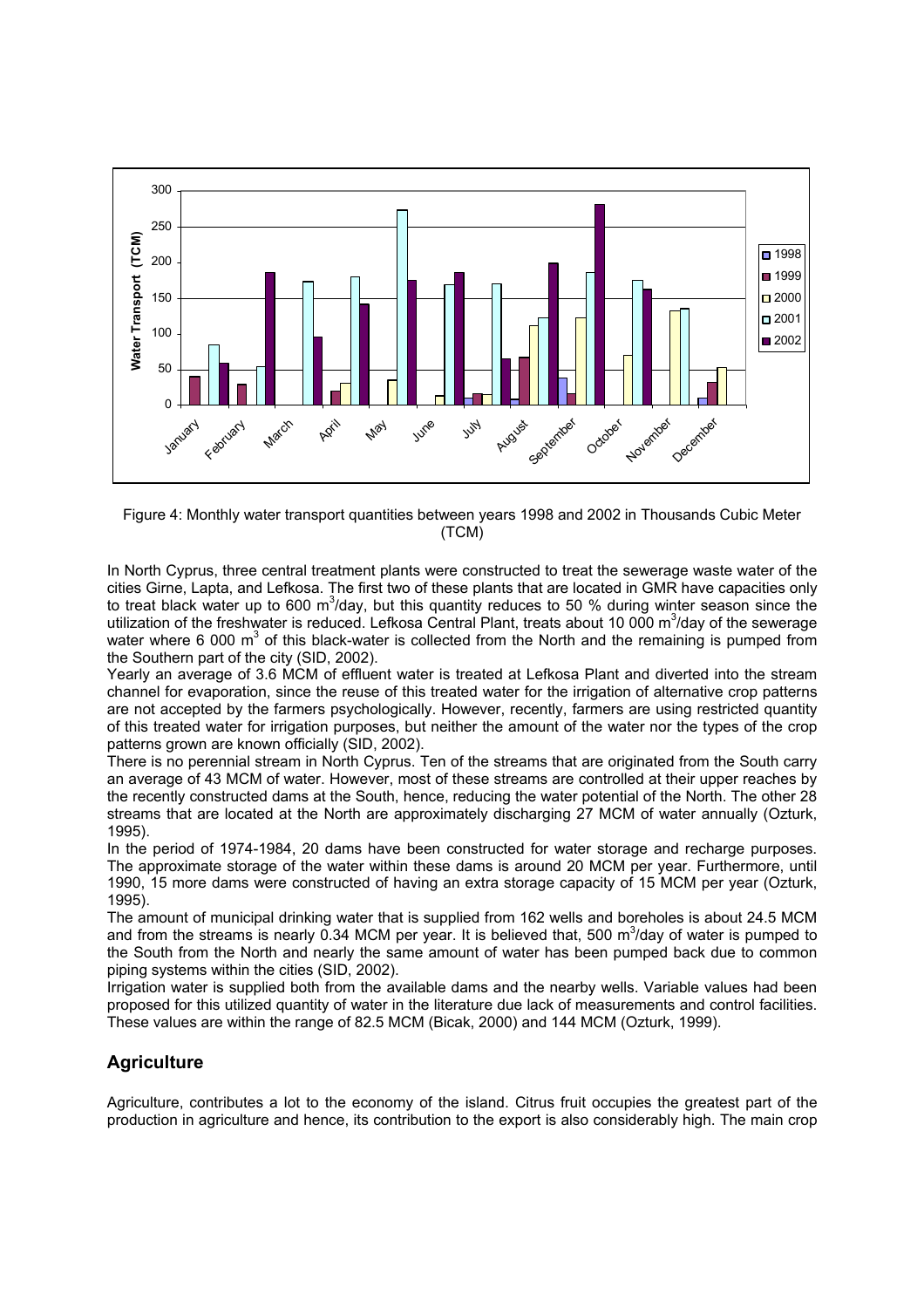Figure 4: Monthly water transport quantities between years 1998 and 2002 in Thousands Cubic Meter (TCM)

In North Cyprus, three central treatment plants were constructed to treat the sewerage waste water of the cities Girne, Lapta, and Lefkosa. The first two of these plants that are located in GMR have capacities only to treat black water up to 600 $m^3$/day, but this quantity reduces to 50 % during winter season since the utilization of the freshwater is reduced. Lefkosa Central Plant, treats about 10 000 $m^3$/day of the sewerage water where 6 000 $m^3$ of this black-water is collected from the North and the remaining is pumped from the Southern part of the city (SID, 2002).

Yearly an average of 3.6 MCM of effluent water is treated at Lefkosa Plant and diverted into the stream channel for evaporation, since the reuse of this treated water for the irrigation of alternative crop patterns are not accepted by the farmers psychologically. However, recently, farmers are using restricted quantity of this treated water for irrigation purposes, but neither the amount of the water nor the types of the crop patterns grown are known officially (SID, 2002).

There is no perennial stream in North Cyprus. Ten of the streams that are originated from the South carry an average of 43 MCM of water. However, most of these streams are controlled at their upper reaches by the recently constructed dams at the South, hence, reducing the water potential of the North. The other 28 streams that are located at the North are approximately discharging 27 MCM of water annually (Ozturk, 1995).

In the period of 1974-1984, 20 dams have been constructed for water storage and recharge purposes. The approximate storage of the water within these dams is around 20 MCM per year. Furthermore, until 1990, 15 more dams were constructed of having an extra storage capacity of 15 MCM per year (Ozturk, 1995).

The amount of municipal drinking water that is supplied from 162 wells and boreholes is about 24.5 MCM and from the streams is nearly 0.34 MCM per year. It is believed that, 500 $m^3$/day of water is pumped to the South from the North and nearly the same amount of water has been pumped back due to common piping systems within the cities (SID, 2002).

Irrigation water is supplied both from the available dams and the nearby wells. Variable values had been proposed for this utilized quantity of water in the literature due lack of measurements and control facilities. These values are within the range of 82.5 MCM (Bicak, 2000) and 144 MCM (Ozturk, 1999).

## Agriculture

Agriculture, contributes a lot to the economy of the island. Citrus fruit occupies the greatest part of the production in agriculture and hence, its contribution to the export is also considerably high. The main crop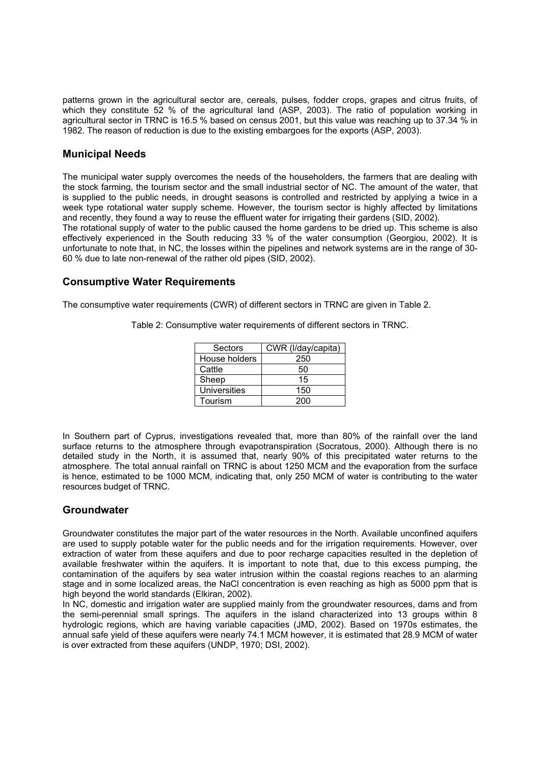patterns grown in the agricultural sector are, cereals, pulses, fodder crops, grapes and citrus fruits, of which they constitute 52 % of the agricultural land (ASP, 2003). The ratio of population working in agricultural sector in TRNC is 16.5 % based on census 2001, but this value was reaching up to 37.34 % in 1982. The reason of reduction is due to the existing embargoes for the exports (ASP, 2003).

## Municipal Needs

The municipal water supply overcomes the needs of the householders, the farmers that are dealing with the stock farming, the tourism sector and the small industrial sector of NC. The amount of the water, that is supplied to the public needs, in drought seasons is controlled and restricted by applying a twice in a week type rotational water supply scheme. However, the tourism sector is highly affected by limitations and recently, they found a way to reuse the effluent water for irrigating their gardens (SID, 2002).
The rotational supply of water to the public caused the home gardens to be dried up. This scheme is also effectively experienced in the South reducing 33 % of the water consumption (Georgiou, 2002). It is unfortunate to note that, in NC, the losses within the pipelines and network systems are in the range of 30-60 % due to late non-renewal of the rather old pipes (SID, 2002).

## Consumptive Water Requirements

The consumptive water requirements (CWR) of different sectors in TRNC are given in Table 2.

Table 2: Consumptive water requirements of different sectors in TRNC.

| Sectors | CWR (l/day/capita) |
|---|---|
| House holders | 250 |
| Cattle | 50 |
| Sheep | 15 |
| Universities | 150 |
| Tourism | 200 |

In Southern part of Cyprus, investigations revealed that, more than 80% of the rainfall over the land surface returns to the atmosphere through evapotranspiration (Socratous, 2000). Although there is no detailed study in the North, it is assumed that, nearly 90% of this precipitated water returns to the atmosphere. The total annual rainfall on TRNC is about 1250 MCM and the evaporation from the surface is hence, estimated to be 1000 MCM, indicating that, only 250 MCM of water is contributing to the water resources budget of TRNC.

## Groundwater

Groundwater constitutes the major part of the water resources in the North. Available unconfined aquifers are used to supply potable water for the public needs and for the irrigation requirements. However, over extraction of water from these aquifers and due to poor recharge capacities resulted in the depletion of available freshwater within the aquifers. It is important to note that, due to this excess pumping, the contamination of the aquifers by sea water intrusion within the coastal regions reaches to an alarming stage and in some localized areas, the NaCl concentration is even reaching as high as 5000 ppm that is high beyond the world standards (Elkiran, 2002).
In NC, domestic and irrigation water are supplied mainly from the groundwater resources, dams and from the semi-perennial small springs. The aquifers in the island characterized into 13 groups within 8 hydrologic regions, which are having variable capacities (JMD, 2002). Based on 1970s estimates, the annual safe yield of these aquifers were nearly 74.1 MCM however, it is estimated that 28.9 MCM of water is over extracted from these aquifers (UNDP, 1970; DSI, 2002).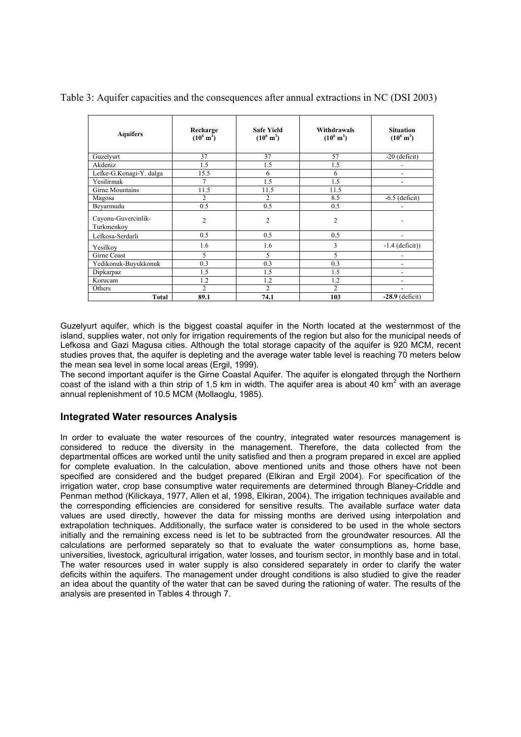Table 3: Aquifer capacities and the consequences after annual extractions in NC (DSI 2003)

| Aquifers | Recharge ($10^6$ $m^3$) | Safe Yield ($10^6$ $m^3$) | Withdrawals ($10^6$ $m^3$) | Situation ($10^6$ $m^3$) |
|---|---|---|---|---|
| Guzelyurt | 37 | 37 | 57 | -20 (deficit) |
| Akdeniz | 1.5 | 1.5 | 1.5 | - |
| Lefke-G.Konagi-Y. dalga | 15.5 | 6 | 6 | - |
| Yesilirmak | 7 | 1.5 | 1.5 | - |
| Girne Mountains | 11.5 | 11.5 | 11.5 | |
| Magosa | 2 | 2 | 8.5 | -6.5 (deficit) |
| Beyarmudu | 0.5 | 0.5 | 0.5 | - |
| Cayonu-Guvercinlik-Turkmenkoy | 2 | 2 | 2 | - |
| Lefkosa-Serdarli | 0.5 | 0.5 | 0.5 | - |
| Yesilkoy | 1.6 | 1.6 | 3 | -1.4 (deficit)) |
| Girne Coast | 5 | 5 | 5 | - |
| Yedikonuk-Buyukkonuk | 0.3 | 0.3 | 0.3 | - |
| Dipkarpaz | 1.5 | 1.5 | 1.5 | - |
| Korucam | 1.2 | 1.2 | 1.2 | - |
| Others | 2 | 2 | 2 | - |
| **Total** | **89.1** | **74.1** | **103** | **-28.9** (deficit) |

Guzelyurt aquifer, which is the biggest coastal aquifer in the North located at the westernmost of the island, supplies water, not only for irrigation requirements of the region but also for the municipal needs of Lefkosa and Gazi Magusa cities. Although the total storage capacity of the aquifer is 920 MCM, recent studies proves that, the aquifer is depleting and the average water table level is reaching 70 meters below the mean sea level in some local areas (Ergil, 1999).

The second important aquifer is the Girne Coastal Aquifer. The aquifer is elongated through the Northern coast of the island with a thin strip of 1.5 km in width. The aquifer area is about 40 $km^2$ with an average annual replenishment of 10.5 MCM (Mollaoglu, 1985).

## Integrated Water resources Analysis

In order to evaluate the water resources of the country, integrated water resources management is considered to reduce the diversity in the management. Therefore, the data collected from the departmental offices are worked until the unity satisfied and then a program prepared in excel are applied for complete evaluation. In the calculation, above mentioned units and those others have not been specified are considered and the budget prepared (Elkiran and Ergil 2004). For specification of the irrigation water, crop base consumptive water requirements are determined through Blaney-Criddle and Penman method (Kilickaya, 1977, Allen et al, 1998, Elkiran, 2004). The irrigation techniques available and the corresponding efficiencies are considered for sensitive results. The available surface water data values are used directly, however the data for missing months are derived using interpolation and extrapolation techniques. Additionally, the surface water is considered to be used in the whole sectors initially and the remaining excess need is let to be subtracted from the groundwater resources. All the calculations are performed separately so that to evaluate the water consumptions as, home base, universities, livestock, agricultural irrigation, water losses, and tourism sector, in monthly base and in total. The water resources used in water supply is also considered separately in order to clarify the water deficits within the aquifers. The management under drought conditions is also studied to give the reader an idea about the quantity of the water that can be saved during the rationing of water. The results of the analysis are presented in Tables 4 through 7.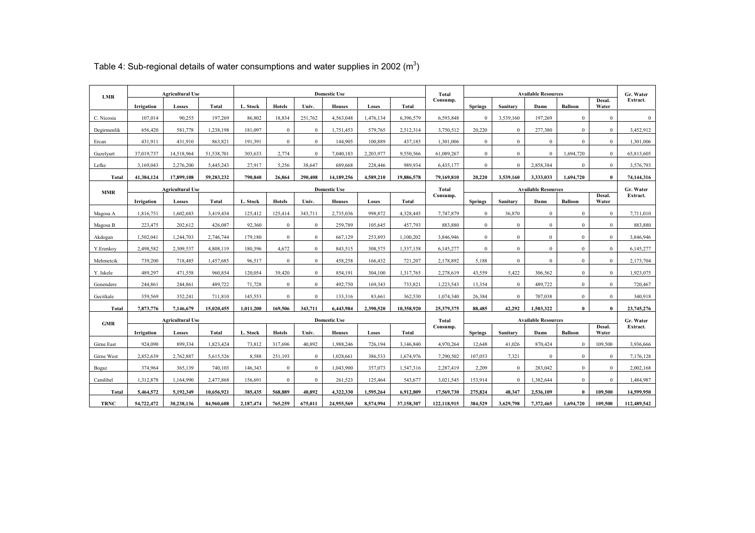Table 4: Sub-regional details of water consumptions and water supplies in 2002 ($m^3$)

| LMR | Agricultural Use | | | Domestic Use | | | | | | Total Consump. | Available Resources | | | | | Gr. Water Extract. |
|---|---|---|---|---|---|---|---|---|---|---|---|---|---|---|---|---|
| | Irrigation | Losses | Total | L. Stock | Hotels | Univ. | Houses | Loses | Total | | Springs | Sanitary | Dams | Balloon | Desal. Water | |
| C. Nicosia | 107,014 | 90,255 | 197,269 | 86,802 | 18,834 | 251,762 | 4,563,048 | 1,476,134 | 6,396,579 | 6,593,848 | 0 | 3,539,160 | 197,269 | 0 | 0 | 0 |
| Degirmenlik | 656,420 | 581,778 | 1,238,198 | 181,097 | 0 | 0 | 1,751,453 | 579,765 | 2,512,314 | 3,750,512 | 20,220 | 0 | 277,380 | 0 | 0 | 3,452,912 |
| Ercan | 431,911 | 431,910 | 863,821 | 191,391 | 0 | 0 | 144,905 | 100,889 | 437,185 | 1,301,006 | 0 | 0 | 0 | 0 | 0 | 1,301,006 |
| Guzelyurt | 37,019,737 | 14,518,964 | 51,538,701 | 303,633 | 2,774 | 0 | 7,040,183 | 2,203,977 | 9,550,566 | 61,089,267 | 0 | 0 | 0 | 1,694,720 | 0 | 65,813,605 |
| Lefke | 3,169,043 | 2,276,200 | 5,445,243 | 27,917 | 5,256 | 38,647 | 689,668 | 228,446 | 989,934 | 6,435,177 | 0 | 0 | 2,858,384 | 0 | 0 | 3,576,793 |
| **Total** | **41,384,124** | **17,899,108** | **59,283,232** | **790,840** | **26,864** | **290,408** | **14,189,256** | **4,589,210** | **19,886,578** | **79,169,810** | **20,220** | **3,539,160** | **3,333,033** | **1,694,720** | **0** | **74,144,316** |
| **MMR** | **Agricultural Use** | | | **Domestic Use** | | | | | | **Total Consump.** | **Available Resources** | | | | | **Gr. Water Extract.** |
| | **Irrigation** | **Losses** | **Total** | **L. Stock** | **Hotels** | **Univ.** | **Houses** | **Loses** | **Total** | | **Springs** | **Sanitary** | **Dams** | **Balloon** | **Desal. Water** | |
| Magosa A | 1,816,751 | 1,602,683 | 3,419,434 | 125,412 | 125,414 | 343,711 | 2,735,036 | 998,872 | 4,328,445 | 7,747,879 | 0 | 36,870 | 0 | 0 | 0 | 7,711,010 |
| Magosa B | 223,475 | 202,612 | 426,087 | 92,360 | 0 | 0 | 259,789 | 105,645 | 457,793 | 883,880 | 0 | 0 | 0 | 0 | 0 | 883,880 |
| Akdogan | 1,502,041 | 1,244,703 | 2,746,744 | 179,180 | 0 | 0 | 667,129 | 253,893 | 1,100,202 | 3,846,946 | 0 | 0 | 0 | 0 | 0 | 3,846,946 |
| Y.Erenkoy | 2,498,582 | 2,309,537 | 4,808,119 | 180,396 | 4,672 | 0 | 843,515 | 308,575 | 1,337,158 | 6,145,277 | 0 | 0 | 0 | 0 | 0 | 6,145,277 |
| Mehmetcik | 739,200 | 718,485 | 1,457,685 | 96,517 | 0 | 0 | 458,258 | 166,432 | 721,207 | 2,178,892 | 5,188 | 0 | 0 | 0 | 0 | 2,173,704 |
| Y. Iskele | 489,297 | 471,558 | 960,854 | 120,054 | 39,420 | 0 | 854,191 | 304,100 | 1,317,765 | 2,278,619 | 43,559 | 5,422 | 306,562 | 0 | 0 | 1,923,075 |
| Gonendere | 244,861 | 244,861 | 489,722 | 71,728 | 0 | 0 | 492,750 | 169,343 | 733,821 | 1,223,543 | 13,354 | 0 | 489,722 | 0 | 0 | 720,467 |
| Gecitkale | 359,569 | 352,241 | 711,810 | 145,553 | 0 | 0 | 133,316 | 83,661 | 362,530 | 1,074,340 | 26,384 | 0 | 707,038 | 0 | 0 | 340,918 |
| **Total** | **7,873,776** | **7,146,679** | **15,020,455** | **1,011,200** | **169,506** | **343,711** | **6,443,984** | **2,390,520** | **10,358,920** | **25,379,375** | **88,485** | **42,292** | **1,503,322** | **0** | **0** | **23,745,276** |
| **GMR** | **Agricultural Use** | | | **Domestic Use** | | | | | | **Total Consump.** | **Available Resources** | | | | | **Gr. Water Extract.** |
| | **Irrigation** | **Losses** | **Total** | **L. Stock** | **Hotels** | **Univ.** | **Houses** | **Loses** | **Total** | | **Springs** | **Sanitary** | **Dams** | **Balloon** | **Desal. Water** | |
| Girne East | 924,090 | 899,334 | 1,823,424 | 73,812 | 317,696 | 40,892 | 1,988,246 | 726,194 | 3,146,840 | 4,970,264 | 12,648 | 41,026 | 870,424 | 0 | 109,500 | 3,936,666 |
| Girne West | 2,852,639 | 2,762,887 | 5,615,526 | 8,588 | 251,193 | 0 | 1,028,661 | 386,533 | 1,674,976 | 7,290,502 | 107,053 | 7,321 | 0 | 0 | 0 | 7,176,128 |
| Bogaz | 374,964 | 365,139 | 740,103 | 146,343 | 0 | 0 | 1,043,900 | 357,073 | 1,547,316 | 2,287,419 | 2,209 | 0 | 283,042 | 0 | 0 | 2,002,168 |
| Camlibel | 1,312,878 | 1,164,990 | 2,477,868 | 156,691 | 0 | 0 | 261,523 | 125,464 | 543,677 | 3,021,545 | 153,914 | 0 | 1,382,644 | 0 | 0 | 1,484,987 |
| **Total** | **5,464,572** | **5,192,349** | **10,656,921** | **385,435** | **568,889** | **40,892** | **4,322,330** | **1,595,264** | **6,912,809** | **17,569,730** | **275,824** | **48,347** | **2,536,109** | **0** | **109,500** | **14,599,950** |
| **TRNC** | **54,722,472** | **30,238,136** | **84,960,608** | **2,187,474** | **765,259** | **675,011** | **24,955,569** | **8,574,994** | **37,158,307** | **122,118,915** | **384,529** | **3,629,798** | **7,372,465** | **1,694,720** | **109,500** | **112,489,542** |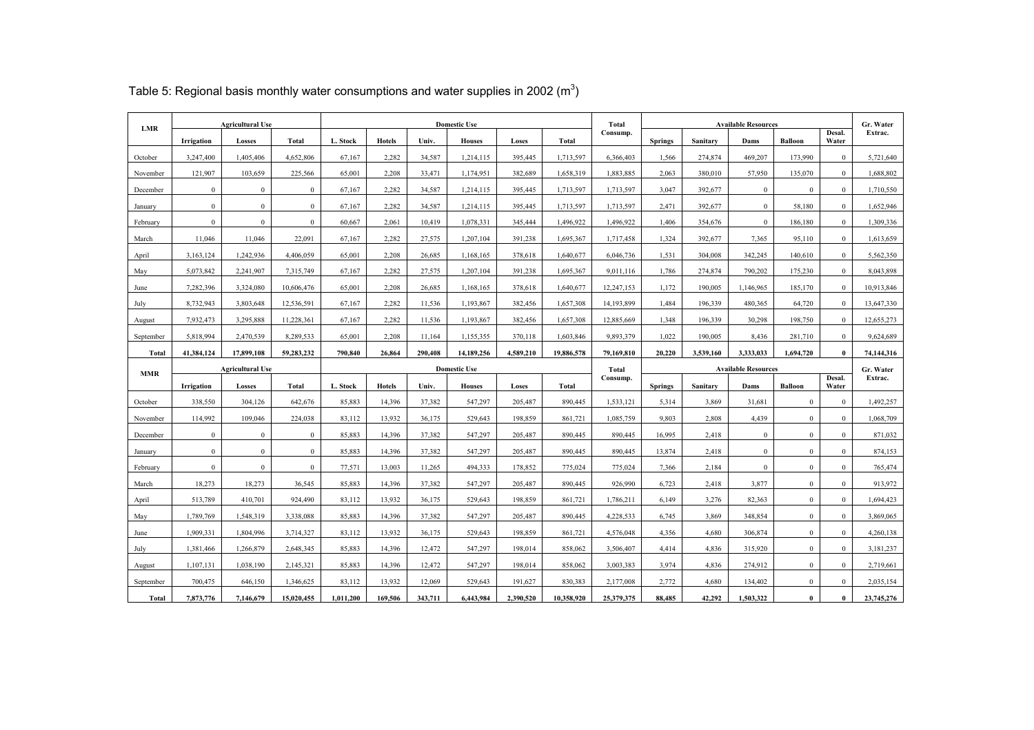Table 5: Regional basis monthly water consumptions and water supplies in 2002 ($m^3$)

| LMR | Agricultural Use | | | Domestic Use | | | | | | Total Consump. | Available Resources | | | | | Gr. Water Extrac. |
|---|---|---|---|---|---|---|---|---|---|---|---|---|---|---|---|---|
| | Irrigation | Losses | Total | L. Stock | Hotels | Univ. | Houses | Loses | Total | | Springs | Sanitary | Dams | Balloon | Desal. Water | |
| October | 3,247,400 | 1,405,406 | 4,652,806 | 67,167 | 2,282 | 34,587 | 1,214,115 | 395,445 | 1,713,597 | 6,366,403 | 1,566 | 274,874 | 469,207 | 173,990 | 0 | 5,721,640 |
| November | 121,907 | 103,659 | 225,566 | 65,001 | 2,208 | 33,471 | 1,174,951 | 382,689 | 1,658,319 | 1,883,885 | 2,063 | 380,010 | 57,950 | 135,070 | 0 | 1,688,802 |
| December | 0 | 0 | 0 | 67,167 | 2,282 | 34,587 | 1,214,115 | 395,445 | 1,713,597 | 1,713,597 | 3,047 | 392,677 | 0 | 0 | 0 | 1,710,550 |
| January | 0 | 0 | 0 | 67,167 | 2,282 | 34,587 | 1,214,115 | 395,445 | 1,713,597 | 1,713,597 | 2,471 | 392,677 | 0 | 58,180 | 0 | 1,652,946 |
| February | 0 | 0 | 0 | 60,667 | 2,061 | 10,419 | 1,078,331 | 345,444 | 1,496,922 | 1,496,922 | 1,406 | 354,676 | 0 | 186,180 | 0 | 1,309,336 |
| March | 11,046 | 11,046 | 22,091 | 67,167 | 2,282 | 27,575 | 1,207,104 | 391,238 | 1,695,367 | 1,717,458 | 1,324 | 392,677 | 7,365 | 95,110 | 0 | 1,613,659 |
| April | 3,163,124 | 1,242,936 | 4,406,059 | 65,001 | 2,208 | 26,685 | 1,168,165 | 378,618 | 1,640,677 | 6,046,736 | 1,531 | 304,008 | 342,245 | 140,610 | 0 | 5,562,350 |
| May | 5,073,842 | 2,241,907 | 7,315,749 | 67,167 | 2,282 | 27,575 | 1,207,104 | 391,238 | 1,695,367 | 9,011,116 | 1,786 | 274,874 | 790,202 | 175,230 | 0 | 8,043,898 |
| June | 7,282,396 | 3,324,080 | 10,606,476 | 65,001 | 2,208 | 26,685 | 1,168,165 | 378,618 | 1,640,677 | 12,247,153 | 1,172 | 190,005 | 1,146,965 | 185,170 | 0 | 10,913,846 |
| July | 8,732,943 | 3,803,648 | 12,536,591 | 67,167 | 2,282 | 11,536 | 1,193,867 | 382,456 | 1,657,308 | 14,193,899 | 1,484 | 196,339 | 480,365 | 64,720 | 0 | 13,647,330 |
| August | 7,932,473 | 3,295,888 | 11,228,361 | 67,167 | 2,282 | 11,536 | 1,193,867 | 382,456 | 1,657,308 | 12,885,669 | 1,348 | 196,339 | 30,298 | 198,750 | 0 | 12,655,273 |
| September | 5,818,994 | 2,470,539 | 8,289,533 | 65,001 | 2,208 | 11,164 | 1,155,355 | 370,118 | 1,603,846 | 9,893,379 | 1,022 | 190,005 | 8,436 | 281,710 | 0 | 9,624,689 |
| **Total** | **41,384,124** | **17,899,108** | **59,283,232** | **790,840** | **26,864** | **290,408** | **14,189,256** | **4,589,210** | **19,886,578** | **79,169,810** | **20,220** | **3,539,160** | **3,333,033** | **1,694,720** | **0** | **74,144,316** |
| **MMR** | **Agricultural Use** | | | **Domestic Use** | | | | | | **Total Consump.** | **Available Resources** | | | | | **Gr. Water Extrac.** |
| | **Irrigation** | **Losses** | **Total** | **L. Stock** | **Hotels** | **Univ.** | **Houses** | **Loses** | **Total** | | **Springs** | **Sanitary** | **Dams** | **Balloon** | **Desal. Water** | |
| October | 338,550 | 304,126 | 642,676 | 85,883 | 14,396 | 37,382 | 547,297 | 205,487 | 890,445 | 1,533,121 | 5,314 | 3,869 | 31,681 | 0 | 0 | 1,492,257 |
| November | 114,992 | 109,046 | 224,038 | 83,112 | 13,932 | 36,175 | 529,643 | 198,859 | 861,721 | 1,085,759 | 9,803 | 2,808 | 4,439 | 0 | 0 | 1,068,709 |
| December | 0 | 0 | 0 | 85,883 | 14,396 | 37,382 | 547,297 | 205,487 | 890,445 | 890,445 | 16,995 | 2,418 | 0 | 0 | 0 | 871,032 |
| January | 0 | 0 | 0 | 85,883 | 14,396 | 37,382 | 547,297 | 205,487 | 890,445 | 890,445 | 13,874 | 2,418 | 0 | 0 | 0 | 874,153 |
| February | 0 | 0 | 0 | 77,571 | 13,003 | 11,265 | 494,333 | 178,852 | 775,024 | 775,024 | 7,366 | 2,184 | 0 | 0 | 0 | 765,474 |
| March | 18,273 | 18,273 | 36,545 | 85,883 | 14,396 | 37,382 | 547,297 | 205,487 | 890,445 | 926,990 | 6,723 | 2,418 | 3,877 | 0 | 0 | 913,972 |
| April | 513,789 | 410,701 | 924,490 | 83,112 | 13,932 | 36,175 | 529,643 | 198,859 | 861,721 | 1,786,211 | 6,149 | 3,276 | 82,363 | 0 | 0 | 1,694,423 |
| May | 1,789,769 | 1,548,319 | 3,338,088 | 85,883 | 14,396 | 37,382 | 547,297 | 205,487 | 890,445 | 4,228,533 | 6,745 | 3,869 | 348,854 | 0 | 0 | 3,869,065 |
| June | 1,909,331 | 1,804,996 | 3,714,327 | 83,112 | 13,932 | 36,175 | 529,643 | 198,859 | 861,721 | 4,576,048 | 4,356 | 4,680 | 306,874 | 0 | 0 | 4,260,138 |
| July | 1,381,466 | 1,266,879 | 2,648,345 | 85,883 | 14,396 | 12,472 | 547,297 | 198,014 | 858,062 | 3,506,407 | 4,414 | 4,836 | 315,920 | 0 | 0 | 3,181,237 |
| August | 1,107,131 | 1,038,190 | 2,145,321 | 85,883 | 14,396 | 12,472 | 547,297 | 198,014 | 858,062 | 3,003,383 | 3,974 | 4,836 | 274,912 | 0 | 0 | 2,719,661 |
| September | 700,475 | 646,150 | 1,346,625 | 83,112 | 13,932 | 12,069 | 529,643 | 191,627 | 830,383 | 2,177,008 | 2,772 | 4,680 | 134,402 | 0 | 0 | 2,035,154 |
| **Total** | **7,873,776** | **7,146,679** | **15,020,455** | **1,011,200** | **169,506** | **343,711** | **6,443,984** | **2,390,520** | **10,358,920** | **25,379,375** | **88,485** | **42,292** | **1,503,322** | **0** | **0** | **23,745,276** |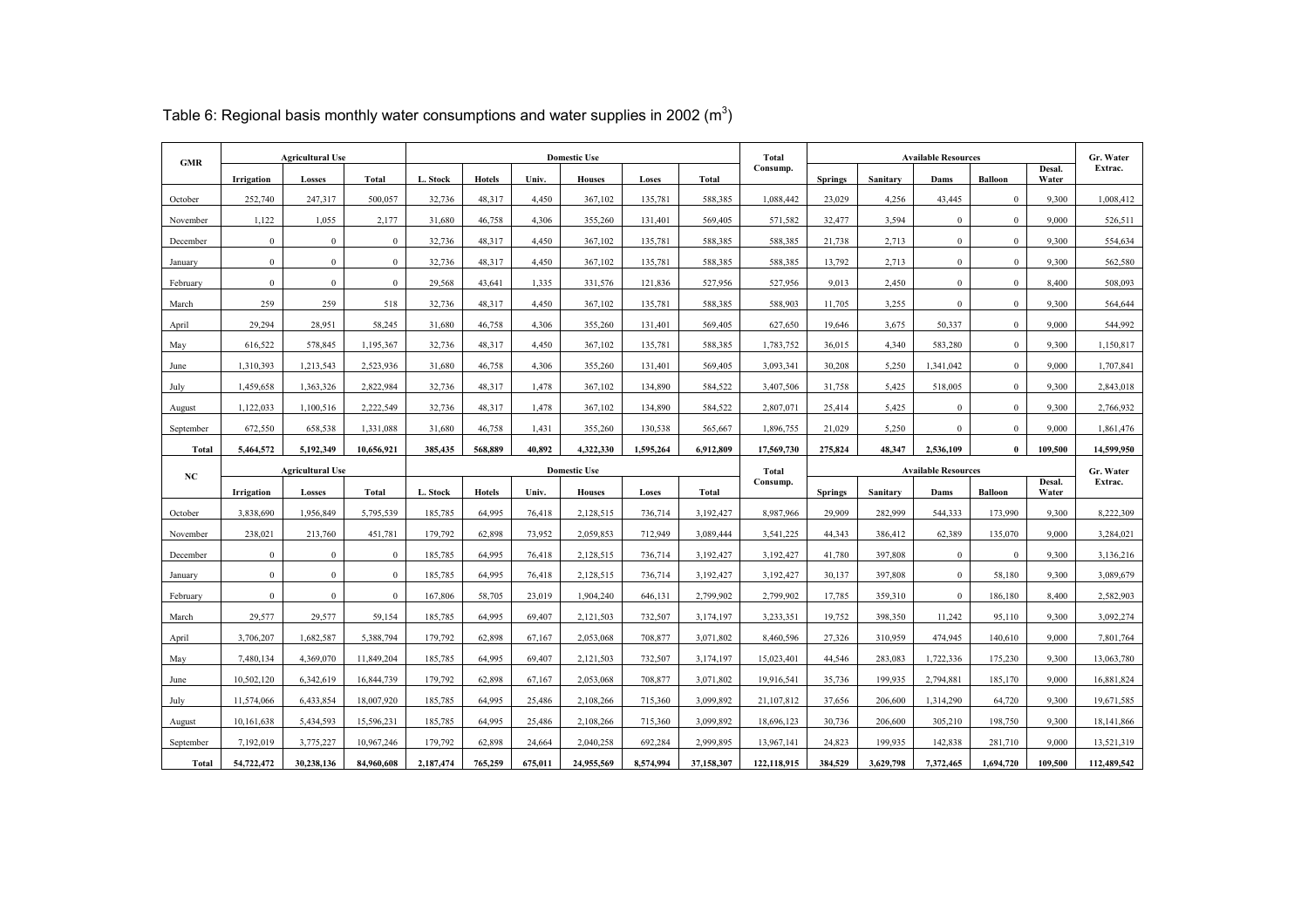Table 6: Regional basis monthly water consumptions and water supplies in 2002 ($m^3$)

| GMR | Agricultural Use | | | Domestic Use | | | | | | Total Consump. | Available Resources | | | | | Gr. Water Extrac. |
|---|---|---|---|---|---|---|---|---|---|---|---|---|---|---|---|---|
| | Irrigation | Losses | Total | L. Stock | Hotels | Univ. | Houses | Loses | Total | | Springs | Sanitary | Dams | Balloon | Desal. Water | |
| October | 252,740 | 247,317 | 500,057 | 32,736 | 48,317 | 4,450 | 367,102 | 135,781 | 588,385 | 1,088,442 | 23,029 | 4,256 | 43,445 | 0 | 9,300 | 1,008,412 |
| November | 1,122 | 1,055 | 2,177 | 31,680 | 46,758 | 4,306 | 355,260 | 131,401 | 569,405 | 571,582 | 32,477 | 3,594 | 0 | 0 | 9,000 | 526,511 |
| December | 0 | 0 | 0 | 32,736 | 48,317 | 4,450 | 367,102 | 135,781 | 588,385 | 588,385 | 21,738 | 2,713 | 0 | 0 | 9,300 | 554,634 |
| January | 0 | 0 | 0 | 32,736 | 48,317 | 4,450 | 367,102 | 135,781 | 588,385 | 588,385 | 13,792 | 2,713 | 0 | 0 | 9,300 | 562,580 |
| February | 0 | 0 | 0 | 29,568 | 43,641 | 1,335 | 331,576 | 121,836 | 527,956 | 527,956 | 9,013 | 2,450 | 0 | 0 | 8,400 | 508,093 |
| March | 259 | 259 | 518 | 32,736 | 48,317 | 4,450 | 367,102 | 135,781 | 588,385 | 588,903 | 11,705 | 3,255 | 0 | 0 | 9,300 | 564,644 |
| April | 29,294 | 28,951 | 58,245 | 31,680 | 46,758 | 4,306 | 355,260 | 131,401 | 569,405 | 627,650 | 19,646 | 3,675 | 50,337 | 0 | 9,000 | 544,992 |
| May | 616,522 | 578,845 | 1,195,367 | 32,736 | 48,317 | 4,450 | 367,102 | 135,781 | 588,385 | 1,783,752 | 36,015 | 4,340 | 583,280 | 0 | 9,300 | 1,150,817 |
| June | 1,310,393 | 1,213,543 | 2,523,936 | 31,680 | 46,758 | 4,306 | 355,260 | 131,401 | 569,405 | 3,093,341 | 30,208 | 5,250 | 1,341,042 | 0 | 9,000 | 1,707,841 |
| July | 1,459,658 | 1,363,326 | 2,822,984 | 32,736 | 48,317 | 1,478 | 367,102 | 134,890 | 584,522 | 3,407,506 | 31,758 | 5,425 | 518,005 | 0 | 9,300 | 2,843,018 |
| August | 1,122,033 | 1,100,516 | 2,222,549 | 32,736 | 48,317 | 1,478 | 367,102 | 134,890 | 584,522 | 2,807,071 | 25,414 | 5,425 | 0 | 0 | 9,300 | 2,766,932 |
| September | 672,550 | 658,538 | 1,331,088 | 31,680 | 46,758 | 1,431 | 355,260 | 130,538 | 565,667 | 1,896,755 | 21,029 | 5,250 | 0 | 0 | 9,000 | 1,861,476 |
| **Total** | **5,464,572** | **5,192,349** | **10,656,921** | **385,435** | **568,889** | **40,892** | **4,322,330** | **1,595,264** | **6,912,809** | **17,569,730** | **275,824** | **48,347** | **2,536,109** | **0** | **109,500** | **14,599,950** |

| NC | Agricultural Use | | | Domestic Use | | | | | | Total Consump. | Available Resources | | | | | Gr. Water Extrac. |
|---|---|---|---|---|---|---|---|---|---|---|---|---|---|---|---|---|
| | Irrigation | Losses | Total | L. Stock | Hotels | Univ. | Houses | Loses | Total | | Springs | Sanitary | Dams | Balloon | Desal. Water | |
| October | 3,838,690 | 1,956,849 | 5,795,539 | 185,785 | 64,995 | 76,418 | 2,128,515 | 736,714 | 3,192,427 | 8,987,966 | 29,909 | 282,999 | 544,333 | 173,990 | 9,300 | 8,222,309 |
| November | 238,021 | 213,760 | 451,781 | 179,792 | 62,898 | 73,952 | 2,059,853 | 712,949 | 3,089,444 | 3,541,225 | 44,343 | 386,412 | 62,389 | 135,070 | 9,000 | 3,284,021 |
| December | 0 | 0 | 0 | 185,785 | 64,995 | 76,418 | 2,128,515 | 736,714 | 3,192,427 | 3,192,427 | 41,780 | 397,808 | 0 | 0 | 9,300 | 3,136,216 |
| January | 0 | 0 | 0 | 185,785 | 64,995 | 76,418 | 2,128,515 | 736,714 | 3,192,427 | 3,192,427 | 30,137 | 397,808 | 0 | 58,180 | 9,300 | 3,089,679 |
| February | 0 | 0 | 0 | 167,806 | 58,705 | 23,019 | 1,904,240 | 646,131 | 2,799,902 | 2,799,902 | 17,785 | 359,310 | 0 | 186,180 | 8,400 | 2,582,903 |
| March | 29,577 | 29,577 | 59,154 | 185,785 | 64,995 | 69,407 | 2,121,503 | 732,507 | 3,174,197 | 3,233,351 | 19,752 | 398,350 | 11,242 | 95,110 | 9,300 | 3,092,274 |
| April | 3,706,207 | 1,682,587 | 5,388,794 | 179,792 | 62,898 | 67,167 | 2,053,068 | 708,877 | 3,071,802 | 8,460,596 | 27,326 | 310,959 | 474,945 | 140,610 | 9,000 | 7,801,764 |
| May | 7,480,134 | 4,369,070 | 11,849,204 | 185,785 | 64,995 | 69,407 | 2,121,503 | 732,507 | 3,174,197 | 15,023,401 | 44,546 | 283,083 | 1,722,336 | 175,230 | 9,300 | 13,063,780 |
| June | 10,502,120 | 6,342,619 | 16,844,739 | 179,792 | 62,898 | 67,167 | 2,053,068 | 708,877 | 3,071,802 | 19,916,541 | 35,736 | 199,935 | 2,794,881 | 185,170 | 9,000 | 16,881,824 |
| July | 11,574,066 | 6,433,854 | 18,007,920 | 185,785 | 64,995 | 25,486 | 2,108,266 | 715,360 | 3,099,892 | 21,107,812 | 37,656 | 206,600 | 1,314,290 | 64,720 | 9,300 | 19,671,585 |
| August | 10,161,638 | 5,434,593 | 15,596,231 | 185,785 | 64,995 | 25,486 | 2,108,266 | 715,360 | 3,099,892 | 18,696,123 | 30,736 | 206,600 | 305,210 | 198,750 | 9,300 | 18,141,866 |
| September | 7,192,019 | 3,775,227 | 10,967,246 | 179,792 | 62,898 | 24,664 | 2,040,258 | 692,284 | 2,999,895 | 13,967,141 | 24,823 | 199,935 | 142,838 | 281,710 | 9,000 | 13,521,319 |
| **Total** | **54,722,472** | **30,238,136** | **84,960,608** | **2,187,474** | **765,259** | **675,011** | **24,955,569** | **8,574,994** | **37,158,307** | **122,118,915** | **384,529** | **3,629,798** | **7,372,465** | **1,694,720** | **109,500** | **112,489,542** |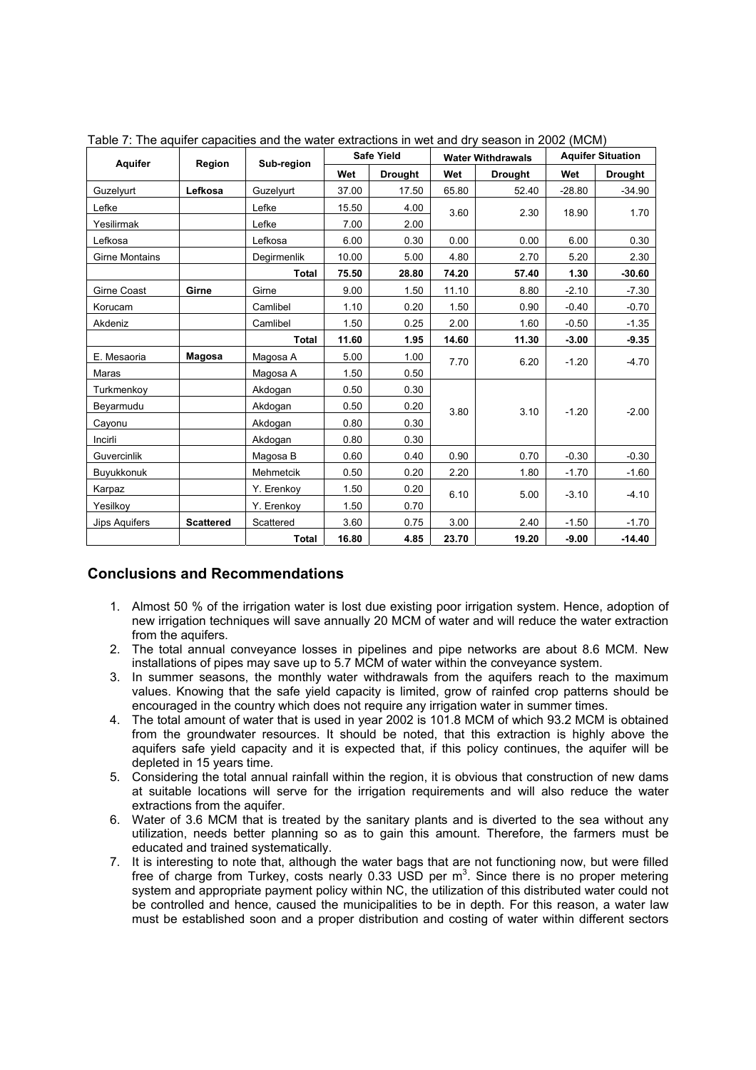Table 7: The aquifer capacities and the water extractions in wet and dry season in 2002 (MCM)

| Aquifer | Region | Sub-region | Safe Yield | | Water Withdrawals | | Aquifer Situation | |
|---|---|---|---|---|---|---|---|---|
| | | | Wet | Drought | Wet | Drought | Wet | Drought |
| Guzelyurt | **Lefkosa** | Guzelyurt | 37.00 | 17.50 | 65.80 | 52.40 | -28.80 | -34.90 |
| Lefke | | Lefke | 15.50 | 4.00 | 3.60 | 2.30 | 18.90 | 1.70 |
| Yesilirmak | | Lefke | 7.00 | 2.00 | | | | |
| Lefkosa | | Lefkosa | 6.00 | 0.30 | 0.00 | 0.00 | 6.00 | 0.30 |
| Girne Montains | | Degirmenlik | 10.00 | 5.00 | 4.80 | 2.70 | 5.20 | 2.30 |
| | | **Total** | **75.50** | **28.80** | **74.20** | **57.40** | **1.30** | **-30.60** |
| Girne Coast | **Girne** | Girne | 9.00 | 1.50 | 11.10 | 8.80 | -2.10 | -7.30 |
| Korucam | | Camlibel | 1.10 | 0.20 | 1.50 | 0.90 | -0.40 | -0.70 |
| Akdeniz | | Camlibel | 1.50 | 0.25 | 2.00 | 1.60 | -0.50 | -1.35 |
| | | **Total** | **11.60** | **1.95** | **14.60** | **11.30** | **-3.00** | **-9.35** |
| E. Mesaoria | **Magosa** | Magosa A | 5.00 | 1.00 | 7.70 | 6.20 | -1.20 | -4.70 |
| Maras | | Magosa A | 1.50 | 0.50 | | | | |
| Turkmenkoy | | Akdogan | 0.50 | 0.30 | 3.80 | 3.10 | -1.20 | -2.00 |
| Beyarmudu | | Akdogan | 0.50 | 0.20 | | | | |
| Cayonu | | Akdogan | 0.80 | 0.30 | | | | |
| Incirli | | Akdogan | 0.80 | 0.30 | | | | |
| Guvercinlik | | Magosa B | 0.60 | 0.40 | 0.90 | 0.70 | -0.30 | -0.30 |
| Buyukkonuk | | Mehmetcik | 0.50 | 0.20 | 2.20 | 1.80 | -1.70 | -1.60 |
| Karpaz | | Y. Erenkoy | 1.50 | 0.20 | 6.10 | 5.00 | -3.10 | -4.10 |
| Yesilkoy | | Y. Erenkoy | 1.50 | 0.70 | | | | |
| Jips Aquifers | **Scattered** | Scattered | 3.60 | 0.75 | 3.00 | 2.40 | -1.50 | -1.70 |
| | | **Total** | **16.80** | **4.85** | **23.70** | **19.20** | **-9.00** | **-14.40** |

## Conclusions and Recommendations

1. Almost 50 % of the irrigation water is lost due existing poor irrigation system. Hence, adoption of new irrigation techniques will save annually 20 MCM of water and will reduce the water extraction from the aquifers.
2. The total annual conveyance losses in pipelines and pipe networks are about 8.6 MCM. New installations of pipes may save up to 5.7 MCM of water within the conveyance system.
3. In summer seasons, the monthly water withdrawals from the aquifers reach to the maximum values. Knowing that the safe yield capacity is limited, grow of rainfed crop patterns should be encouraged in the country which does not require any irrigation water in summer times.
4. The total amount of water that is used in year 2002 is 101.8 MCM of which 93.2 MCM is obtained from the groundwater resources. It should be noted, that this extraction is highly above the aquifers safe yield capacity and it is expected that, if this policy continues, the aquifer will be depleted in 15 years time.
5. Considering the total annual rainfall within the region, it is obvious that construction of new dams at suitable locations will serve for the irrigation requirements and will also reduce the water extractions from the aquifer.
6. Water of 3.6 MCM that is treated by the sanitary plants and is diverted to the sea without any utilization, needs better planning so as to gain this amount. Therefore, the farmers must be educated and trained systematically.
7. It is interesting to note that, although the water bags that are not functioning now, but were filled free of charge from Turkey, costs nearly 0.33 USD per $m^3$. Since there is no proper metering system and appropriate payment policy within NC, the utilization of this distributed water could not be controlled and hence, caused the municipalities to be in depth. For this reason, a water law must be established soon and a proper distribution and costing of water within different sectors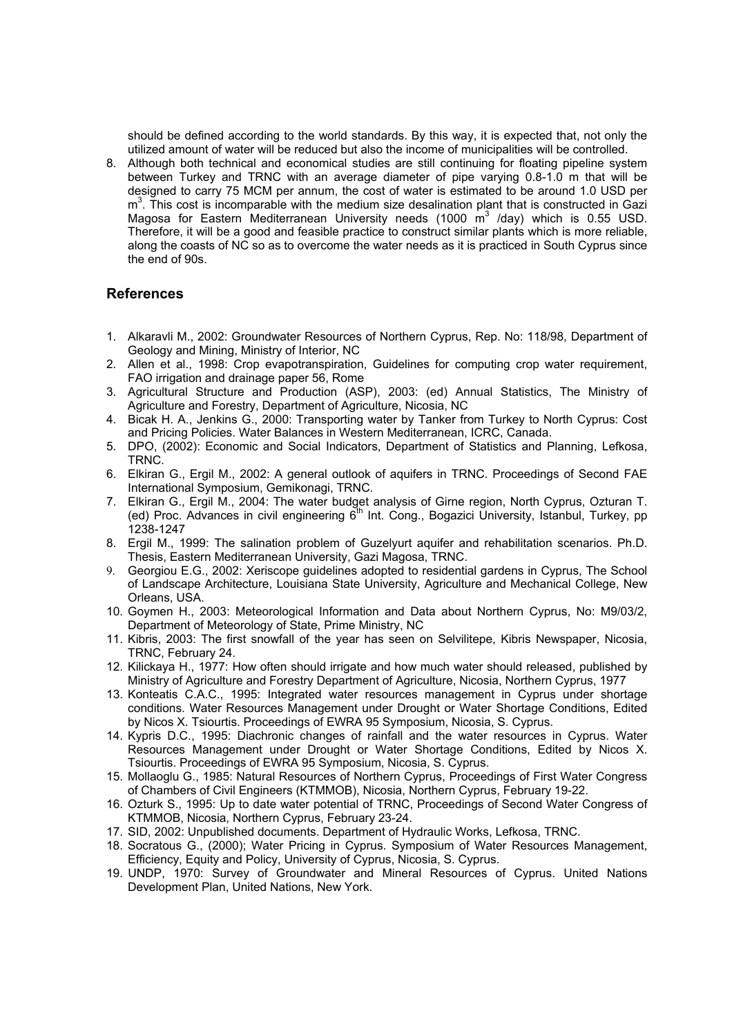should be defined according to the world standards. By this way, it is expected that, not only the utilized amount of water will be reduced but also the income of municipalities will be controlled.

8. Although both technical and economical studies are still continuing for floating pipeline system between Turkey and TRNC with an average diameter of pipe varying 0.8-1.0 m that will be designed to carry 75 MCM per annum, the cost of water is estimated to be around 1.0 USD per $m^3$. This cost is incomparable with the medium size desalination plant that is constructed in Gazi Magosa for Eastern Mediterranean University needs (1000 $m^3$ /day) which is 0.55 USD. Therefore, it will be a good and feasible practice to construct similar plants which is more reliable, along the coasts of NC so as to overcome the water needs as it is practiced in South Cyprus since the end of 90s.

## References

1. Alkaravli M., 2002: Groundwater Resources of Northern Cyprus, Rep. No: 118/98, Department of Geology and Mining, Ministry of Interior, NC
2. Allen et al., 1998: Crop evapotranspiration, Guidelines for computing crop water requirement, FAO irrigation and drainage paper 56, Rome
3. Agricultural Structure and Production (ASP), 2003: (ed) Annual Statistics, The Ministry of Agriculture and Forestry, Department of Agriculture, Nicosia, NC
4. Bicak H. A., Jenkins G., 2000: Transporting water by Tanker from Turkey to North Cyprus: Cost and Pricing Policies. Water Balances in Western Mediterranean, ICRC, Canada.
5. DPO, (2002): Economic and Social Indicators, Department of Statistics and Planning, Lefkosa, TRNC.
6. Elkiran G., Ergil M., 2002: A general outlook of aquifers in TRNC. Proceedings of Second FAE International Symposium, Gemikonagi, TRNC.
7. Elkiran G., Ergil M., 2004: The water budget analysis of Girne region, North Cyprus, Ozturan T. (ed) Proc. Advances in civil engineering 6th Int. Cong., Bogazici University, Istanbul, Turkey, pp 1238-1247
8. Ergil M., 1999: The salination problem of Guzelyurt aquifer and rehabilitation scenarios. Ph.D. Thesis, Eastern Mediterranean University, Gazi Magosa, TRNC.
9. Georgiou E.G., 2002: Xeriscope guidelines adopted to residential gardens in Cyprus, The School of Landscape Architecture, Louisiana State University, Agriculture and Mechanical College, New Orleans, USA.
10. Goymen H., 2003: Meteorological Information and Data about Northern Cyprus, No: M9/03/2, Department of Meteorology of State, Prime Ministry, NC
11. Kibris, 2003: The first snowfall of the year has seen on Selvilitepe, Kibris Newspaper, Nicosia, TRNC, February 24.
12. Kilickaya H., 1977: How often should irrigate and how much water should released, published by Ministry of Agriculture and Forestry Department of Agriculture, Nicosia, Northern Cyprus, 1977
13. Konteatis C.A.C., 1995: Integrated water resources management in Cyprus under shortage conditions. Water Resources Management under Drought or Water Shortage Conditions, Edited by Nicos X. Tsiourtis. Proceedings of EWRA 95 Symposium, Nicosia, S. Cyprus.
14. Kypris D.C., 1995: Diachronic changes of rainfall and the water resources in Cyprus. Water Resources Management under Drought or Water Shortage Conditions, Edited by Nicos X. Tsiourtis. Proceedings of EWRA 95 Symposium, Nicosia, S. Cyprus.
15. Mollaoglu G., 1985: Natural Resources of Northern Cyprus, Proceedings of First Water Congress of Chambers of Civil Engineers (KTMMOB), Nicosia, Northern Cyprus, February 19-22.
16. Ozturk S., 1995: Up to date water potential of TRNC, Proceedings of Second Water Congress of KTMMOB, Nicosia, Northern Cyprus, February 23-24.
17. SID, 2002: Unpublished documents. Department of Hydraulic Works, Lefkosa, TRNC.
18. Socratous G., (2000); Water Pricing in Cyprus. Symposium of Water Resources Management, Efficiency, Equity and Policy, University of Cyprus, Nicosia, S. Cyprus.
19. UNDP, 1970: Survey of Groundwater and Mineral Resources of Cyprus. United Nations Development Plan, United Nations, New York.